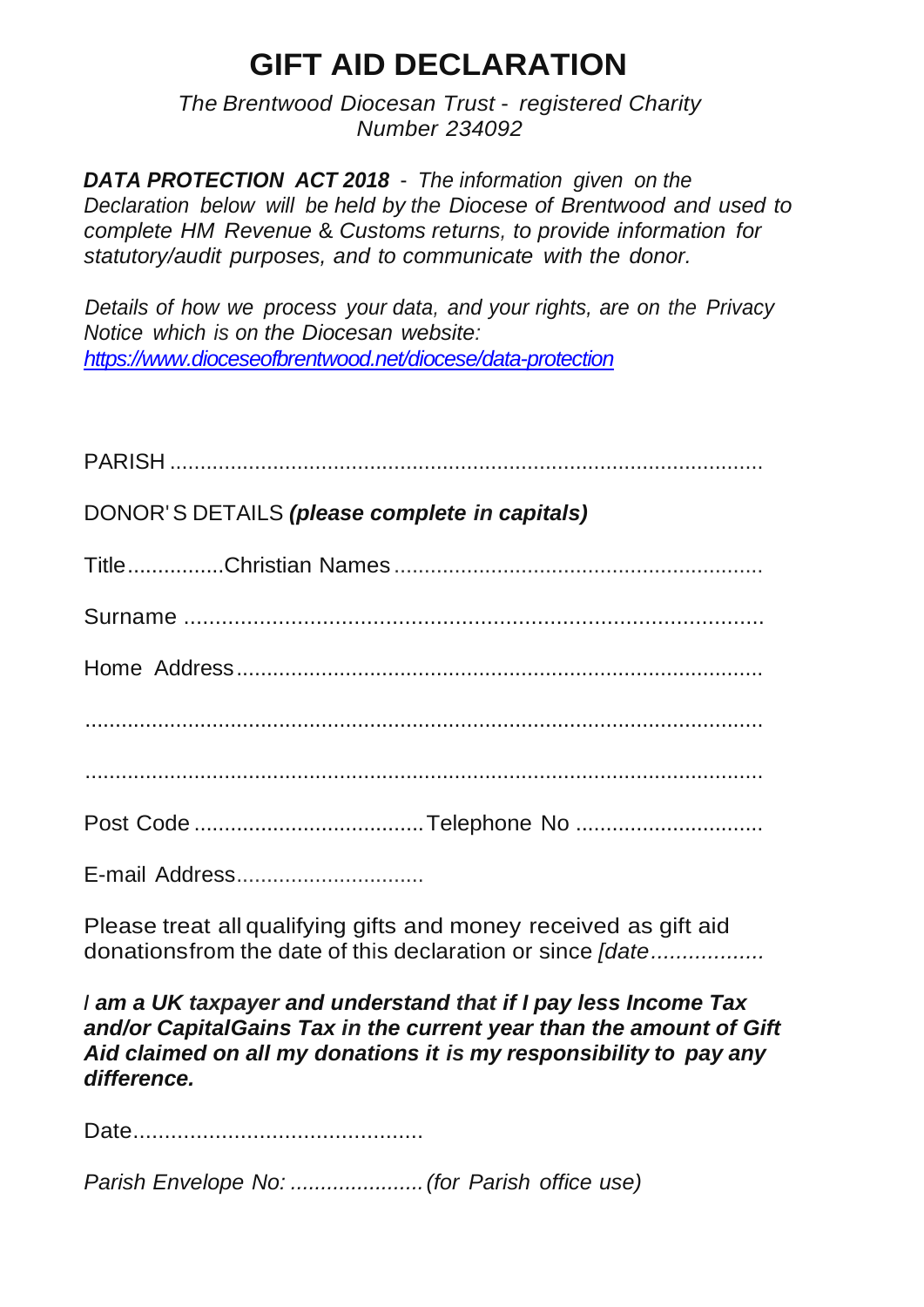# GIFT AID DECLARATION

*The Brentwood Diocesan Trust - registered Charity Number 234092*

***DATA PROTECTION ACT 2018*** *- The information given on the Declaration below will be held by the Diocese of Brentwood and used to complete HM Revenue & Customs returns, to provide information for statutory/audit purposes, and to communicate with the donor.*

*Details of how we process your data, and your rights, are on the Privacy Notice which is on the Diocesan website: [https://www.dioceseofbrentwood.net/diocese/data-protection](https://www.dioceseofbrentwood.net/diocese/data-protection)*

PARISH ...................................................................................................

DONOR'S DETAILS ***(please complete in capitals)***

Title................Christian Names .............................................................

Surname ..............................................................................................

Home Address.......................................................................................

...............................................................................................................

...............................................................................................................

Post Code ......................................Telephone No ...............................

E-mail Address...............................

Please treat all qualifying gifts and money received as gift aid donationsfrom the date of this declaration or since *[date..................*

***I am a UK taxpayer and understand that if I pay less Income Tax and/or CapitalGains Tax in the current year than the amount of Gift Aid claimed on all my donations it is my responsibility to pay any difference.***

Date..............................................

*Parish Envelope No: ......................(for Parish office use)*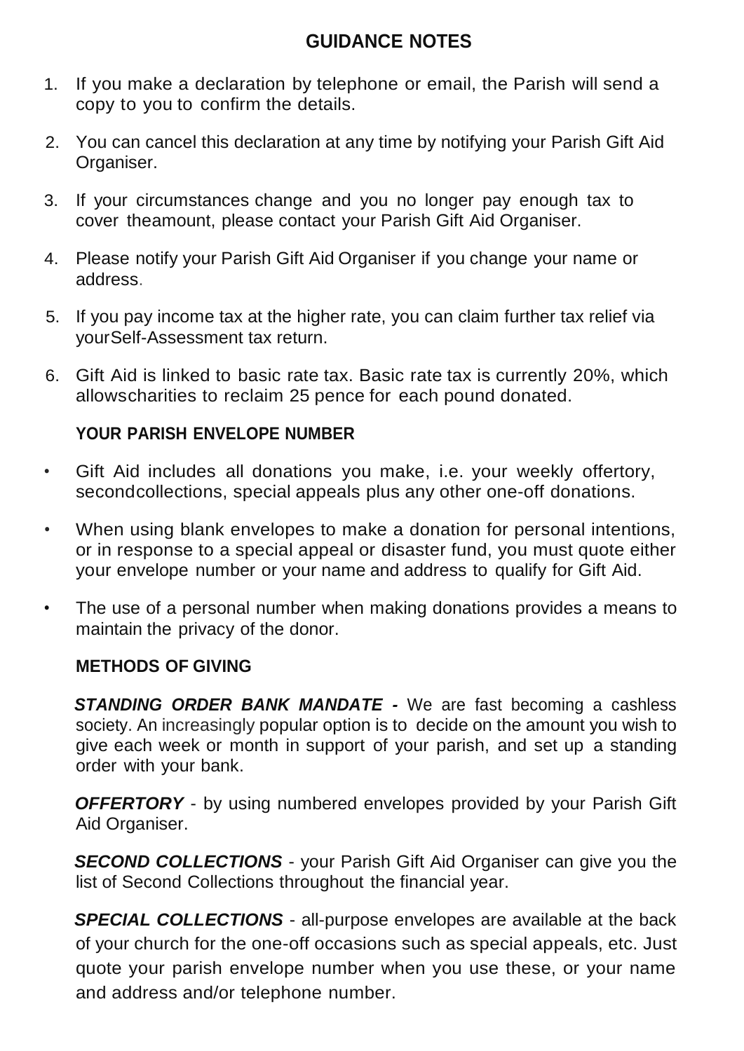## GUIDANCE NOTES

1. If you make a declaration by telephone or email, the Parish will send a copy to you to confirm the details.
2. You can cancel this declaration at any time by notifying your Parish Gift Aid Organiser.
3. If your circumstances change and you no longer pay enough tax to cover theamount, please contact your Parish Gift Aid Organiser.
4. Please notify your Parish Gift Aid Organiser if you change your name or address.
5. If you pay income tax at the higher rate, you can claim further tax relief via yourSelf-Assessment tax return.
6. Gift Aid is linked to basic rate tax. Basic rate tax is currently 20%, which allowscharities to reclaim 25 pence for each pound donated.

### YOUR PARISH ENVELOPE NUMBER

- Gift Aid includes all donations you make, i.e. your weekly offertory, secondcollections, special appeals plus any other one-off donations.
- When using blank envelopes to make a donation for personal intentions, or in response to a special appeal or disaster fund, you must quote either your envelope number or your name and address to qualify for Gift Aid.
- The use of a personal number when making donations provides a means to maintain the privacy of the donor.

### METHODS OF GIVING

***STANDING ORDER BANK MANDATE -*** We are fast becoming a cashless society. An increasingly popular option is to decide on the amount you wish to give each week or month in support of your parish, and set up a standing order with your bank.

***OFFERTORY*** - by using numbered envelopes provided by your Parish Gift Aid Organiser.

***SECOND COLLECTIONS*** - your Parish Gift Aid Organiser can give you the list of Second Collections throughout the financial year.

***SPECIAL COLLECTIONS*** - all-purpose envelopes are available at the back of your church for the one-off occasions such as special appeals, etc. Just quote your parish envelope number when you use these, or your name and address and/or telephone number.